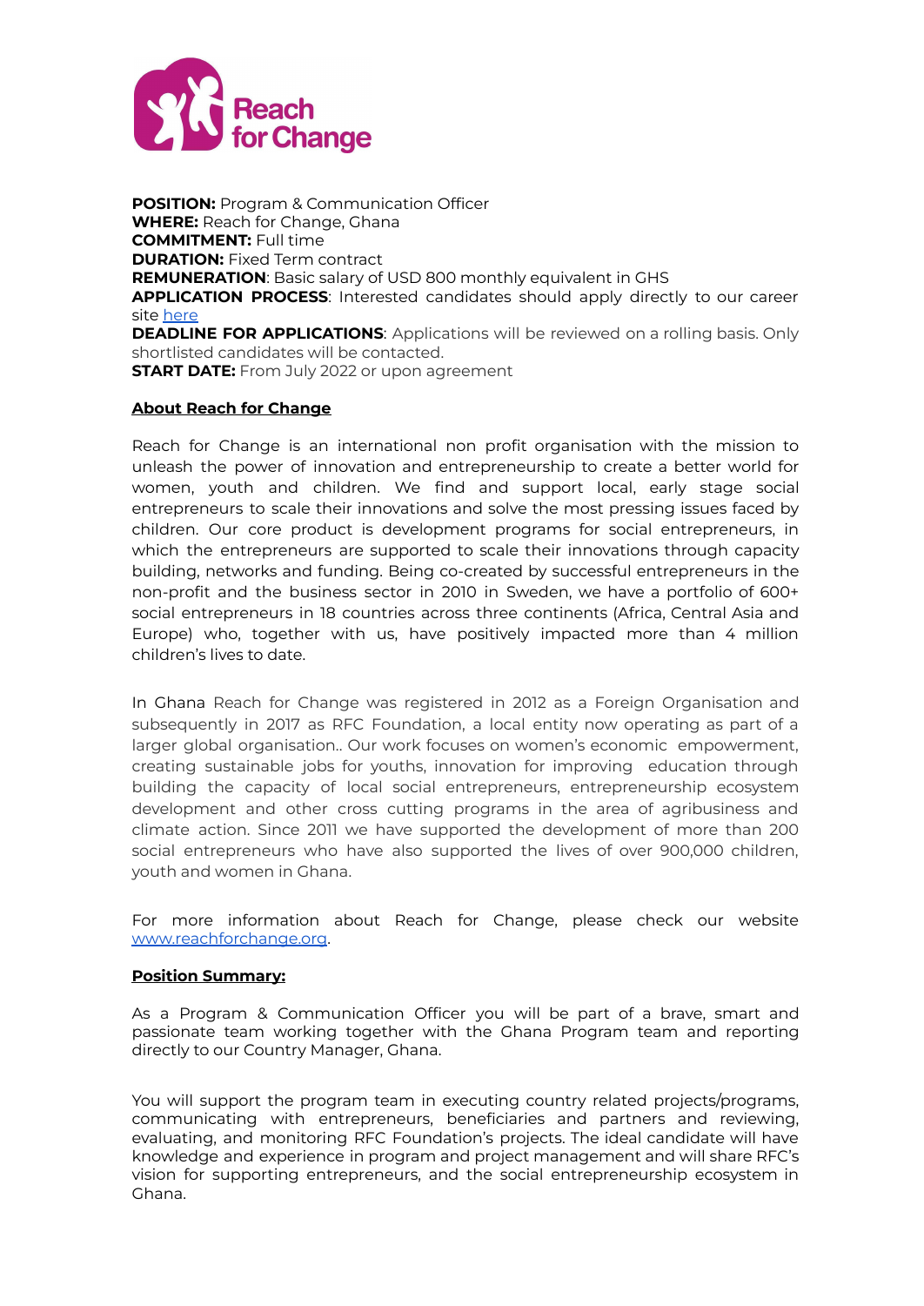**POSITION:** Program & Communication Officer
**WHERE:** Reach for Change, Ghana
**COMMITMENT:** Full time
**DURATION:** Fixed Term contract
**REMUNERATION**: Basic salary of USD 800 monthly equivalent in GHS
**APPLICATION PROCESS**: Interested candidates should apply directly to our career site here
**DEADLINE FOR APPLICATIONS**: Applications will be reviewed on a rolling basis. Only shortlisted candidates will be contacted.
**START DATE:** From July 2022 or upon agreement

## About Reach for Change

Reach for Change is an international non profit organisation with the mission to unleash the power of innovation and entrepreneurship to create a better world for women, youth and children. We find and support local, early stage social entrepreneurs to scale their innovations and solve the most pressing issues faced by children. Our core product is development programs for social entrepreneurs, in which the entrepreneurs are supported to scale their innovations through capacity building, networks and funding. Being co-created by successful entrepreneurs in the non-profit and the business sector in 2010 in Sweden, we have a portfolio of 600+ social entrepreneurs in 18 countries across three continents (Africa, Central Asia and Europe) who, together with us, have positively impacted more than 4 million children's lives to date.

In Ghana Reach for Change was registered in 2012 as a Foreign Organisation and subsequently in 2017 as RFC Foundation, a local entity now operating as part of a larger global organisation.. Our work focuses on women's economic empowerment, creating sustainable jobs for youths, innovation for improving education through building the capacity of local social entrepreneurs, entrepreneurship ecosystem development and other cross cutting programs in the area of agribusiness and climate action. Since 2011 we have supported the development of more than 200 social entrepreneurs who have also supported the lives of over 900,000 children, youth and women in Ghana.

For more information about Reach for Change, please check our website www.reachforchange.org.

## Position Summary:

As a Program & Communication Officer you will be part of a brave, smart and passionate team working together with the Ghana Program team and reporting directly to our Country Manager, Ghana.

You will support the program team in executing country related projects/programs, communicating with entrepreneurs, beneficiaries and partners and reviewing, evaluating, and monitoring RFC Foundation's projects. The ideal candidate will have knowledge and experience in program and project management and will share RFC's vision for supporting entrepreneurs, and the social entrepreneurship ecosystem in Ghana.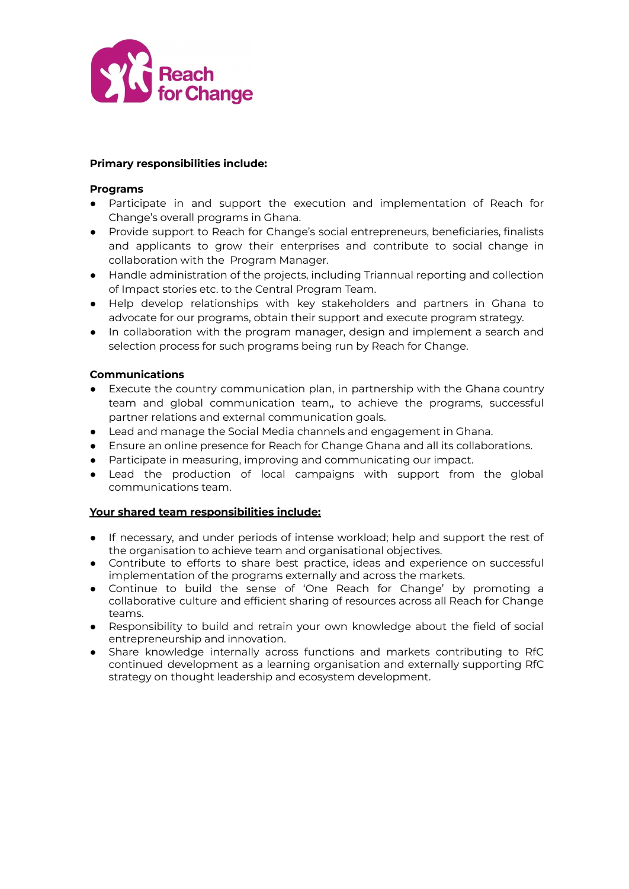**Primary responsibilities include:**

**Programs**

- Participate in and support the execution and implementation of Reach for Change's overall programs in Ghana.
- Provide support to Reach for Change's social entrepreneurs, beneficiaries, finalists and applicants to grow their enterprises and contribute to social change in collaboration with the Program Manager.
- Handle administration of the projects, including Triannual reporting and collection of Impact stories etc. to the Central Program Team.
- Help develop relationships with key stakeholders and partners in Ghana to advocate for our programs, obtain their support and execute program strategy.
- In collaboration with the program manager, design and implement a search and selection process for such programs being run by Reach for Change.

**Communications**

- Execute the country communication plan, in partnership with the Ghana country team and global communication team,, to achieve the programs, successful partner relations and external communication goals.
- Lead and manage the Social Media channels and engagement in Ghana.
- Ensure an online presence for Reach for Change Ghana and all its collaborations.
- Participate in measuring, improving and communicating our impact.
- Lead the production of local campaigns with support from the global communications team.

**Your shared team responsibilities include:**

- If necessary, and under periods of intense workload; help and support the rest of the organisation to achieve team and organisational objectives.
- Contribute to efforts to share best practice, ideas and experience on successful implementation of the programs externally and across the markets.
- Continue to build the sense of 'One Reach for Change' by promoting a collaborative culture and efficient sharing of resources across all Reach for Change teams.
- Responsibility to build and retrain your own knowledge about the field of social entrepreneurship and innovation.
- Share knowledge internally across functions and markets contributing to RfC continued development as a learning organisation and externally supporting RfC strategy on thought leadership and ecosystem development.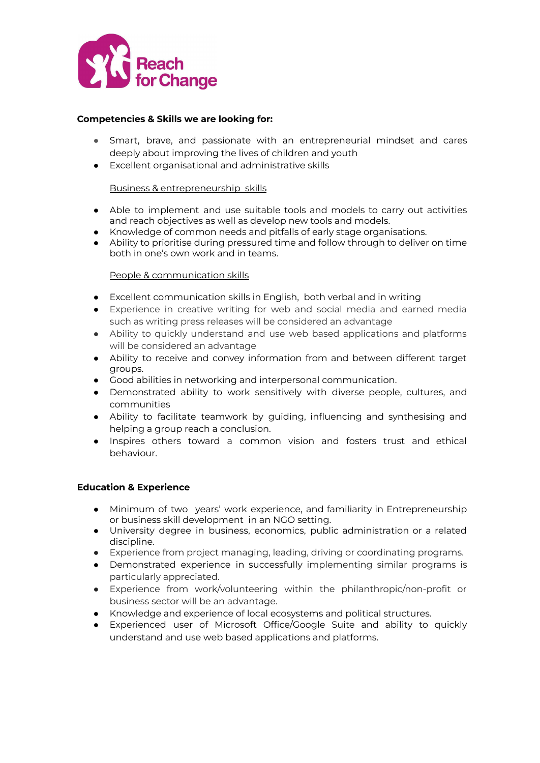**Competencies & Skills we are looking for:**

- Smart, brave, and passionate with an entrepreneurial mindset and cares deeply about improving the lives of children and youth
- Excellent organisational and administrative skills

<u>Business & entrepreneurship skills</u>

- Able to implement and use suitable tools and models to carry out activities and reach objectives as well as develop new tools and models.
- Knowledge of common needs and pitfalls of early stage organisations.
- Ability to prioritise during pressured time and follow through to deliver on time both in one's own work and in teams.

<u>People & communication skills</u>

- Excellent communication skills in English, both verbal and in writing
- Experience in creative writing for web and social media and earned media such as writing press releases will be considered an advantage
- Ability to quickly understand and use web based applications and platforms will be considered an advantage
- Ability to receive and convey information from and between different target groups.
- Good abilities in networking and interpersonal communication.
- Demonstrated ability to work sensitively with diverse people, cultures, and communities
- Ability to facilitate teamwork by guiding, influencing and synthesising and helping a group reach a conclusion.
- Inspires others toward a common vision and fosters trust and ethical behaviour.

**Education & Experience**

- Minimum of two years' work experience, and familiarity in Entrepreneurship or business skill development in an NGO setting.
- University degree in business, economics, public administration or a related discipline.
- Experience from project managing, leading, driving or coordinating programs.
- Demonstrated experience in successfully implementing similar programs is particularly appreciated.
- Experience from work/volunteering within the philanthropic/non-profit or business sector will be an advantage.
- Knowledge and experience of local ecosystems and political structures.
- Experienced user of Microsoft Office/Google Suite and ability to quickly understand and use web based applications and platforms.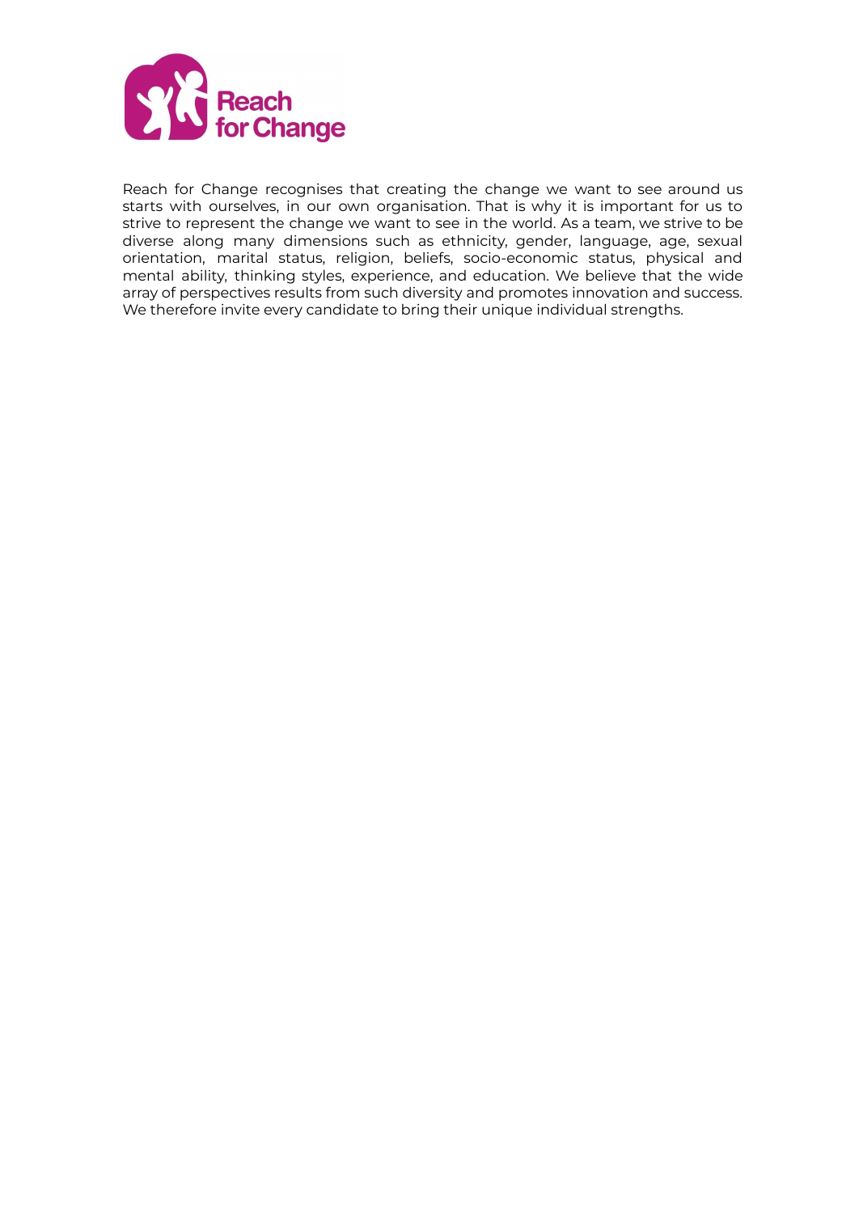Reach for Change recognises that creating the change we want to see around us starts with ourselves, in our own organisation. That is why it is important for us to strive to represent the change we want to see in the world. As a team, we strive to be diverse along many dimensions such as ethnicity, gender, language, age, sexual orientation, marital status, religion, beliefs, socio-economic status, physical and mental ability, thinking styles, experience, and education. We believe that the wide array of perspectives results from such diversity and promotes innovation and success. We therefore invite every candidate to bring their unique individual strengths.